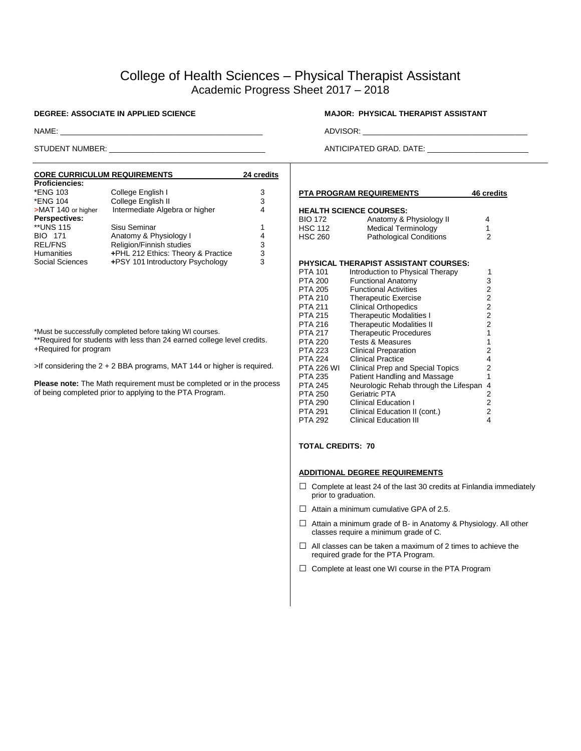# College of Health Sciences – Physical Therapist Assistant

## Academic Progress Sheet 2017 – 2018

**DEGREE: ASSOCIATE IN APPLIED SCIENCE**

**MAJOR: PHYSICAL THERAPIST ASSISTANT**

NAME: ______________________________

ADVISOR: ______________________________

STUDENT NUMBER: ______________________________

ANTICIPATED GRAD. DATE: ______________________________

### CORE CURRICULUM REQUIREMENTS — 24 credits

| Course | Title | Credits |
|---|---|---|
| **Proficiencies:** | | |
| *ENG 103 | College English I | 3 |
| *ENG 104 | College English II | 3 |
| >MAT 140 or higher | Intermediate Algebra or higher | 4 |
| **Perspectives:** | | |
| **UNS 115 | Sisu Seminar | 1 |
| BIO 171 | Anatomy & Physiology I | 4 |
| REL/FNS | Religion/Finnish studies | 3 |
| Humanities | +PHL 212 Ethics: Theory & Practice | 3 |
| Social Sciences | +PSY 101 Introductory Psychology | 3 |

*Must be successfully completed before taking WI courses.
**Required for students with less than 24 earned college level credits.
+Required for program

>If considering the 2 + 2 BBA programs, MAT 144 or higher is required.

**Please note:** The Math requirement must be completed or in the process of being completed prior to applying to the PTA Program.

### PTA PROGRAM REQUIREMENTS — 46 credits

**HEALTH SCIENCE COURSES:**

| Course | Title | Credits |
|---|---|---|
| BIO 172 | Anatomy & Physiology II | 4 |
| HSC 112 | Medical Terminology | 1 |
| HSC 260 | Pathological Conditions | 2 |

**PHYSICAL THERAPIST ASSISTANT COURSES:**

| Course | Title | Credits |
|---|---|---|
| PTA 101 | Introduction to Physical Therapy | 1 |
| PTA 200 | Functional Anatomy | 3 |
| PTA 205 | Functional Activities | 2 |
| PTA 210 | Therapeutic Exercise | 2 |
| PTA 211 | Clinical Orthopedics | 2 |
| PTA 215 | Therapeutic Modalities I | 2 |
| PTA 216 | Therapeutic Modalities II | 2 |
| PTA 217 | Therapeutic Procedures | 1 |
| PTA 220 | Tests & Measures | 1 |
| PTA 223 | Clinical Preparation | 2 |
| PTA 224 | Clinical Practice | 4 |
| PTA 226 WI | Clinical Prep and Special Topics | 2 |
| PTA 235 | Patient Handling and Massage | 1 |
| PTA 245 | Neurologic Rehab through the Lifespan | 4 |
| PTA 250 | Geriatric PTA | 2 |
| PTA 290 | Clinical Education I | 2 |
| PTA 291 | Clinical Education II (cont.) | 2 |
| PTA 292 | Clinical Education III | 4 |

**TOTAL CREDITS: 70**

### ADDITIONAL DEGREE REQUIREMENTS

- ☐ Complete at least 24 of the last 30 credits at Finlandia immediately prior to graduation.
- ☐ Attain a minimum cumulative GPA of 2.5.
- ☐ Attain a minimum grade of B- in Anatomy & Physiology. All other classes require a minimum grade of C.
- ☐ All classes can be taken a maximum of 2 times to achieve the required grade for the PTA Program.
- ☐ Complete at least one WI course in the PTA Program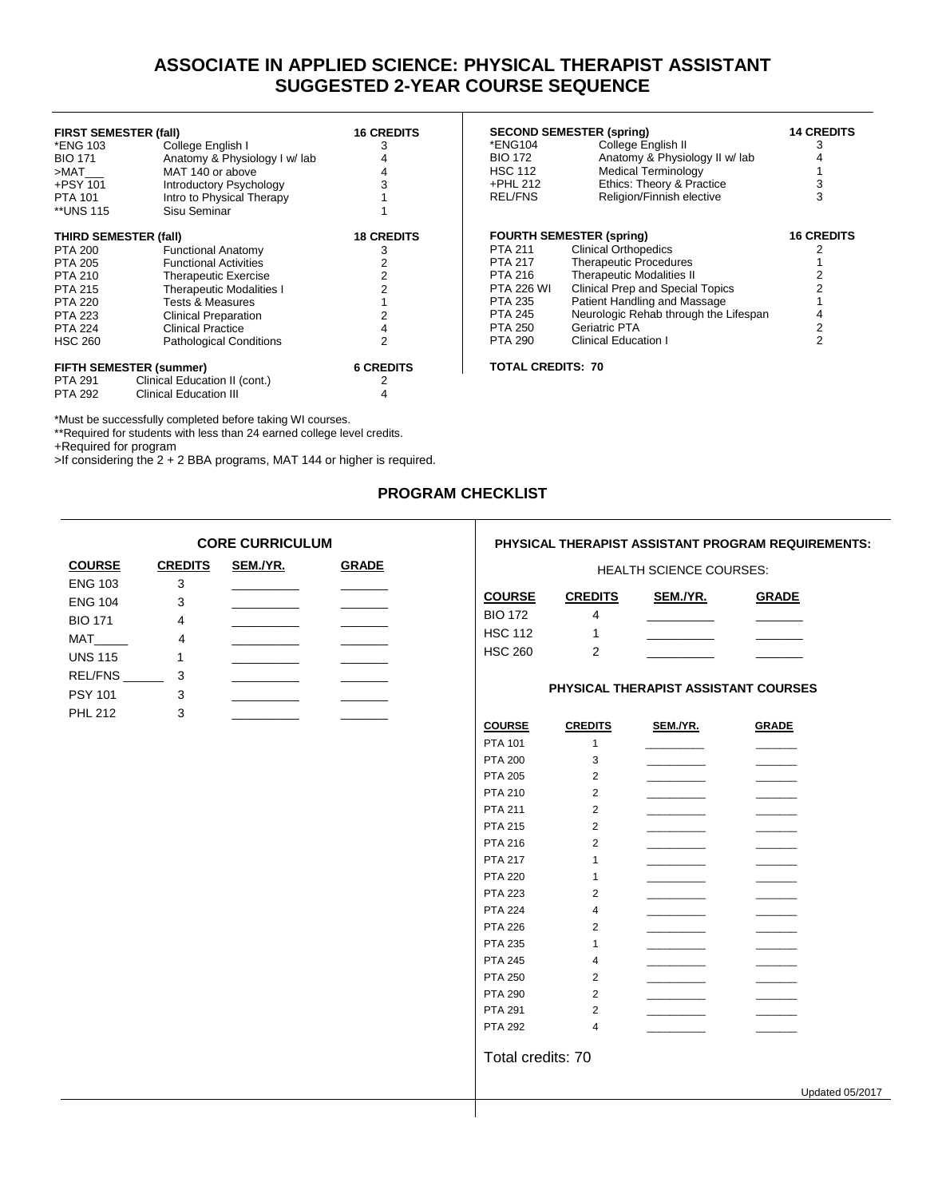# ASSOCIATE IN APPLIED SCIENCE: PHYSICAL THERAPIST ASSISTANT
# SUGGESTED 2-YEAR COURSE SEQUENCE

| FIRST SEMESTER (fall) | | 16 CREDITS |
|---|---|---|
| *ENG 103 | College English I | 3 |
| BIO 171 | Anatomy & Physiology I w/ lab | 4 |
| >MAT___ | MAT 140 or above | 4 |
| +PSY 101 | Introductory Psychology | 3 |
| PTA 101 | Intro to Physical Therapy | 1 |
| **UNS 115 | Sisu Seminar | 1 |

| SECOND SEMESTER (spring) | | 14 CREDITS |
|---|---|---|
| *ENG104 | College English II | 3 |
| BIO 172 | Anatomy & Physiology II w/ lab | 4 |
| HSC 112 | Medical Terminology | 1 |
| +PHL 212 | Ethics: Theory & Practice | 3 |
| REL/FNS | Religion/Finnish elective | 3 |

| THIRD SEMESTER (fall) | | 18 CREDITS |
|---|---|---|
| PTA 200 | Functional Anatomy | 3 |
| PTA 205 | Functional Activities | 2 |
| PTA 210 | Therapeutic Exercise | 2 |
| PTA 215 | Therapeutic Modalities I | 2 |
| PTA 220 | Tests & Measures | 1 |
| PTA 223 | Clinical Preparation | 2 |
| PTA 224 | Clinical Practice | 4 |
| HSC 260 | Pathological Conditions | 2 |

| FOURTH SEMESTER (spring) | | 16 CREDITS |
|---|---|---|
| PTA 211 | Clinical Orthopedics | 2 |
| PTA 217 | Therapeutic Procedures | 1 |
| PTA 216 | Therapeutic Modalities II | 2 |
| PTA 226 WI | Clinical Prep and Special Topics | 2 |
| PTA 235 | Patient Handling and Massage | 1 |
| PTA 245 | Neurologic Rehab through the Lifespan | 4 |
| PTA 250 | Geriatric PTA | 2 |
| PTA 290 | Clinical Education I | 2 |

| FIFTH SEMESTER (summer) | | 6 CREDITS |
|---|---|---|
| PTA 291 | Clinical Education II (cont.) | 2 |
| PTA 292 | Clinical Education III | 4 |

**TOTAL CREDITS: 70**

*Must be successfully completed before taking WI courses.
**Required for students with less than 24 earned college level credits.
+Required for program
>If considering the 2 + 2 BBA programs, MAT 144 or higher is required.

## PROGRAM CHECKLIST

### CORE CURRICULUM

| COURSE | CREDITS | SEM./YR. | GRADE |
|---|---|---|---|
| ENG 103 | 3 | | |
| ENG 104 | 3 | | |
| BIO 171 | 4 | | |
| MAT_____ | 4 | | |
| UNS 115 | 1 | | |
| REL/FNS ______ | 3 | | |
| PSY 101 | 3 | | |
| PHL 212 | 3 | | |

### PHYSICAL THERAPIST ASSISTANT PROGRAM REQUIREMENTS:

HEALTH SCIENCE COURSES:

| COURSE | CREDITS | SEM./YR. | GRADE |
|---|---|---|---|
| BIO 172 | 4 | | |
| HSC 112 | 1 | | |
| HSC 260 | 2 | | |

### PHYSICAL THERAPIST ASSISTANT COURSES

| COURSE | CREDITS | SEM./YR. | GRADE |
|---|---|---|---|
| PTA 101 | 1 | | |
| PTA 200 | 3 | | |
| PTA 205 | 2 | | |
| PTA 210 | 2 | | |
| PTA 211 | 2 | | |
| PTA 215 | 2 | | |
| PTA 216 | 2 | | |
| PTA 217 | 1 | | |
| PTA 220 | 1 | | |
| PTA 223 | 2 | | |
| PTA 224 | 4 | | |
| PTA 226 | 2 | | |
| PTA 235 | 1 | | |
| PTA 245 | 4 | | |
| PTA 250 | 2 | | |
| PTA 290 | 2 | | |
| PTA 291 | 2 | | |
| PTA 292 | 4 | | |

Total credits: 70

Updated 05/2017